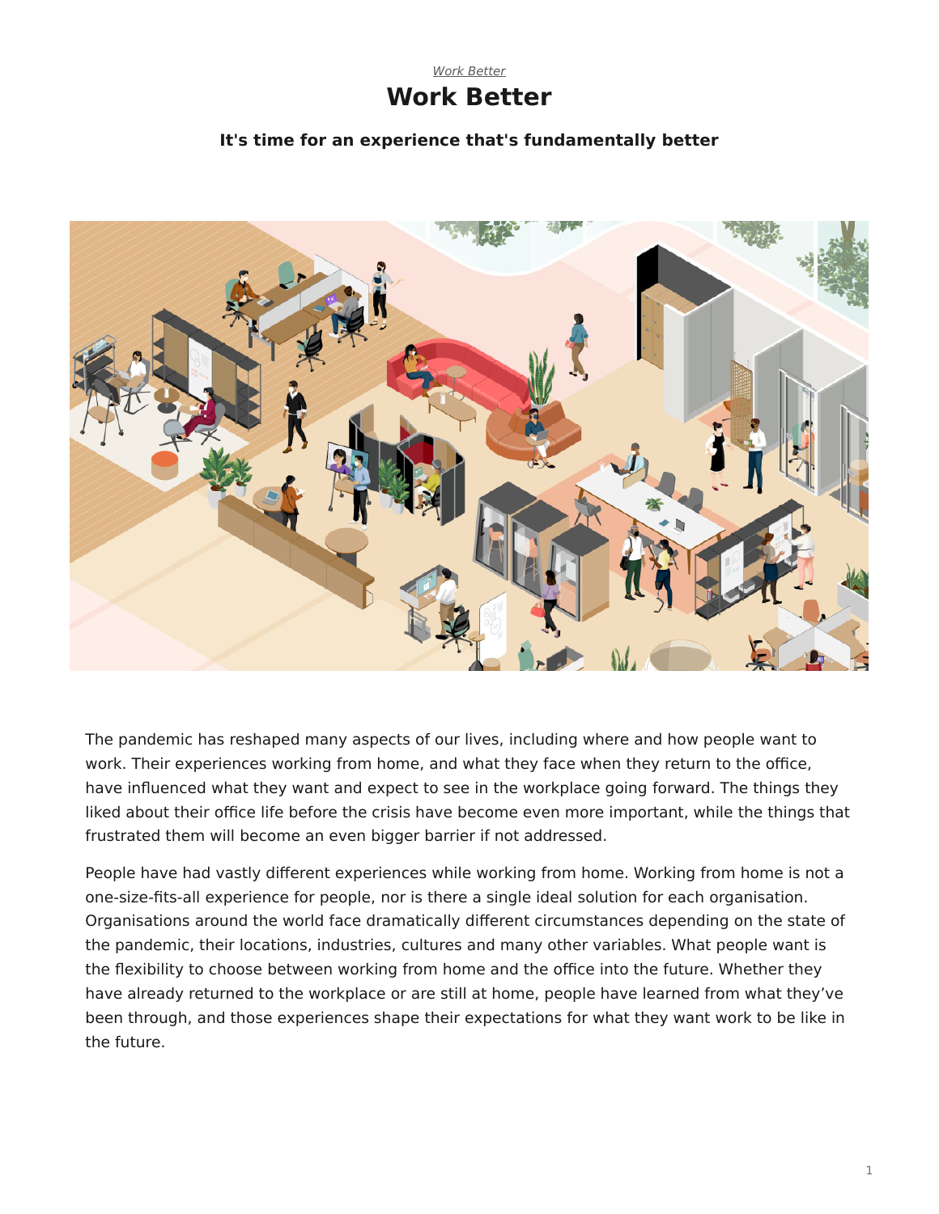*Work Better*

# Work Better

**It's time for an experience that's fundamentally better**

The pandemic has reshaped many aspects of our lives, including where and how people want to work. Their experiences working from home, and what they face when they return to the office, have influenced what they want and expect to see in the workplace going forward. The things they liked about their office life before the crisis have become even more important, while the things that frustrated them will become an even bigger barrier if not addressed.

People have had vastly different experiences while working from home. Working from home is not a one-size-fits-all experience for people, nor is there a single ideal solution for each organisation. Organisations around the world face dramatically different circumstances depending on the state of the pandemic, their locations, industries, cultures and many other variables. What people want is the flexibility to choose between working from home and the office into the future. Whether they have already returned to the workplace or are still at home, people have learned from what they've been through, and those experiences shape their expectations for what they want work to be like in the future.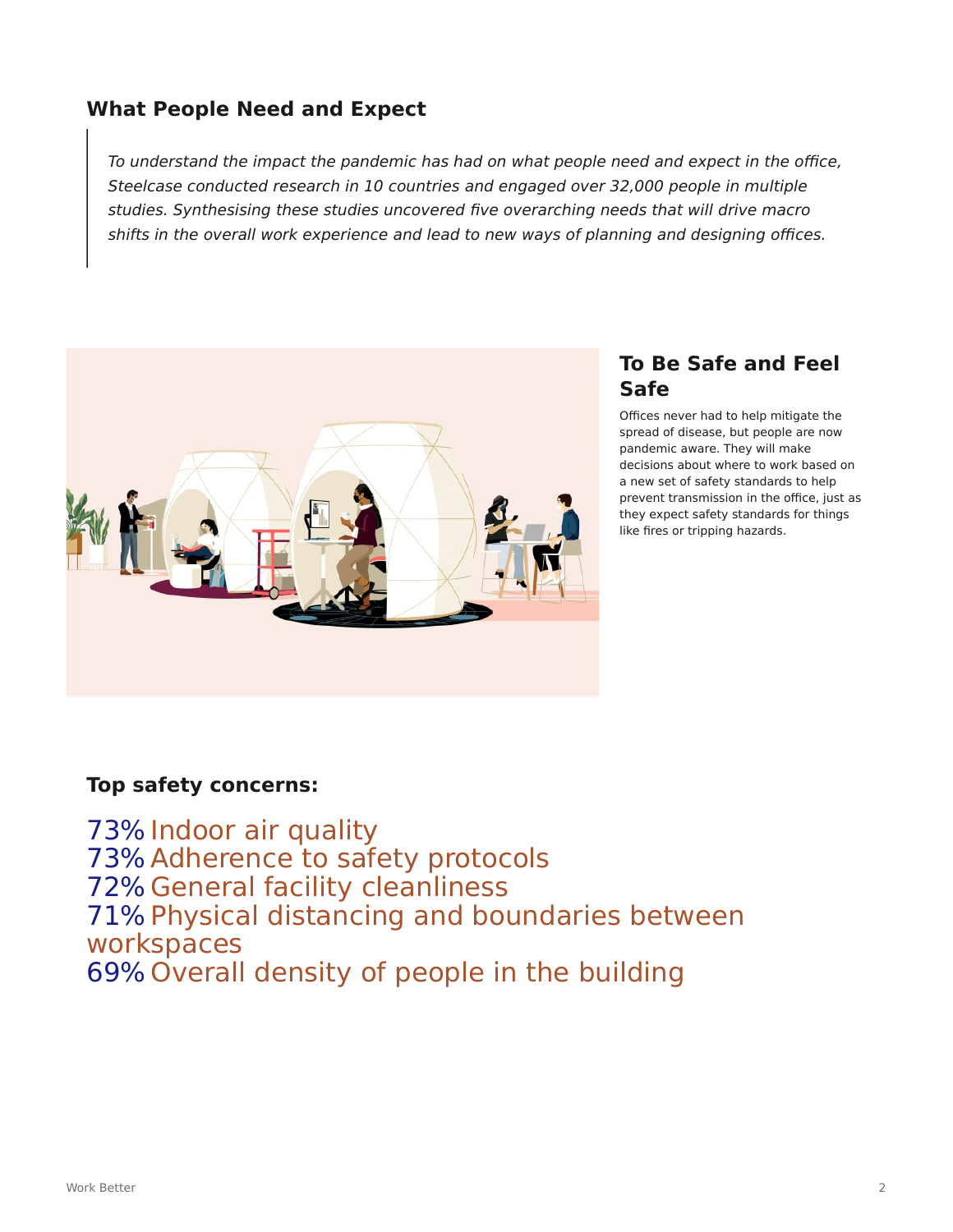## What People Need and Expect

> *To understand the impact the pandemic has had on what people need and expect in the office, Steelcase conducted research in 10 countries and engaged over 32,000 people in multiple studies. Synthesising these studies uncovered five overarching needs that will drive macro shifts in the overall work experience and lead to new ways of planning and designing offices.*

## To Be Safe and Feel Safe

Offices never had to help mitigate the spread of disease, but people are now pandemic aware. They will make decisions about where to work based on a new set of safety standards to help prevent transmission in the office, just as they expect safety standards for things like fires or tripping hazards.

### Top safety concerns:

73% Indoor air quality
73% Adherence to safety protocols
72% General facility cleanliness
71% Physical distancing and boundaries between workspaces
69% Overall density of people in the building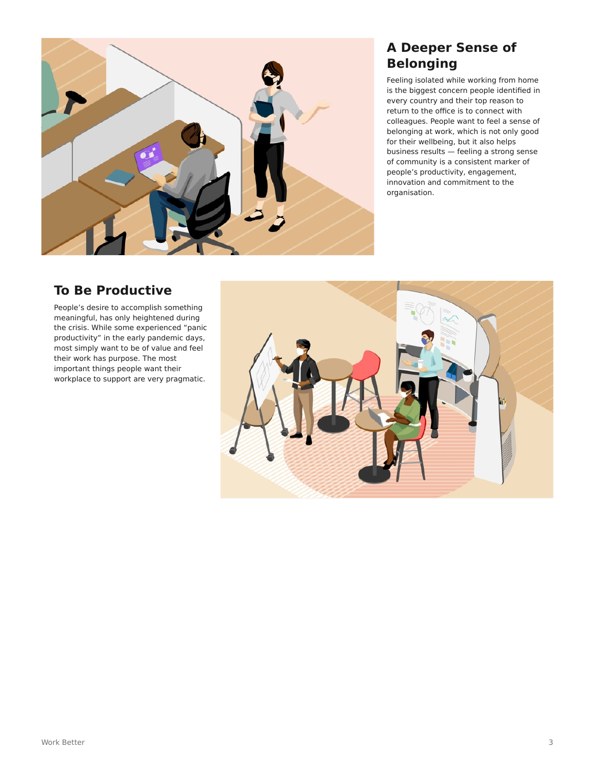## A Deeper Sense of Belonging

Feeling isolated while working from home is the biggest concern people identified in every country and their top reason to return to the office is to connect with colleagues. People want to feel a sense of belonging at work, which is not only good for their wellbeing, but it also helps business results — feeling a strong sense of community is a consistent marker of people's productivity, engagement, innovation and commitment to the organisation.

## To Be Productive

People's desire to accomplish something meaningful, has only heightened during the crisis. While some experienced "panic productivity" in the early pandemic days, most simply want to be of value and feel their work has purpose. The most important things people want their workplace to support are very pragmatic.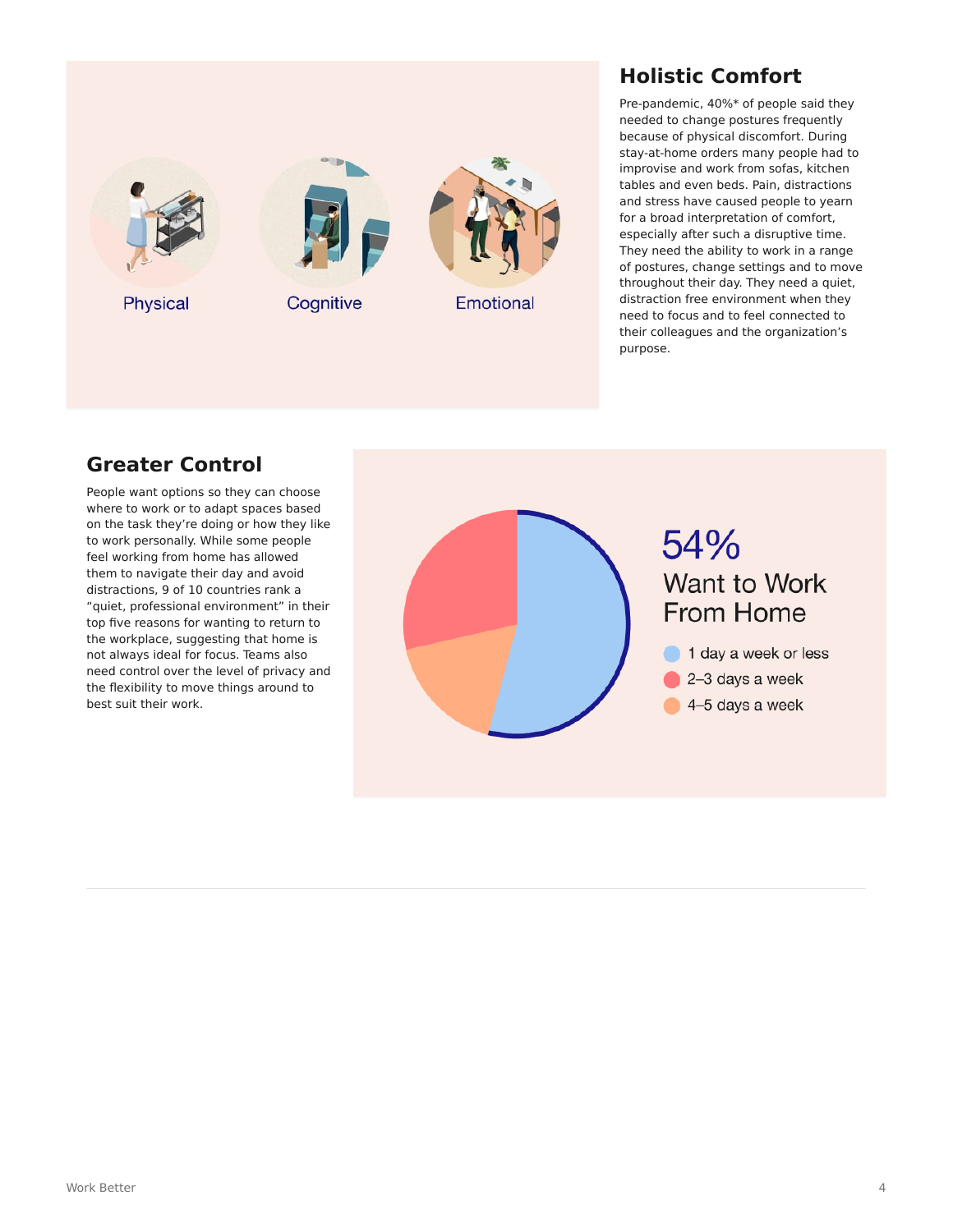Physical

Cognitive

Emotional

## Holistic Comfort

Pre-pandemic, 40%* of people said they needed to change postures frequently because of physical discomfort. During stay-at-home orders many people had to improvise and work from sofas, kitchen tables and even beds. Pain, distractions and stress have caused people to yearn for a broad interpretation of comfort, especially after such a disruptive time. They need the ability to work in a range of postures, change settings and to move throughout their day. They need a quiet, distraction free environment when they need to focus and to feel connected to their colleagues and the organization's purpose.

## Greater Control

People want options so they can choose where to work or to adapt spaces based on the task they're doing or how they like to work personally. While some people feel working from home has allowed them to navigate their day and avoid distractions, 9 of 10 countries rank a "quiet, professional environment" in their top five reasons for wanting to return to the workplace, suggesting that home is not always ideal for focus. Teams also need control over the level of privacy and the flexibility to move things around to best suit their work.

54%

Want to Work From Home

- 1 day a week or less
- 2–3 days a week
- 4–5 days a week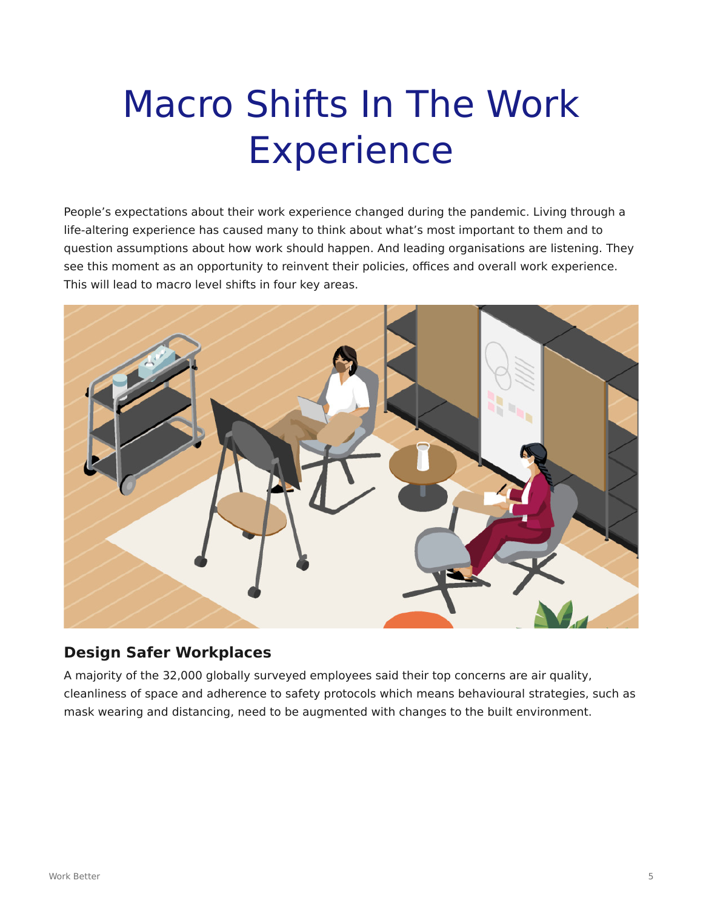# Macro Shifts In The Work Experience

People's expectations about their work experience changed during the pandemic. Living through a life-altering experience has caused many to think about what's most important to them and to question assumptions about how work should happen. And leading organisations are listening. They see this moment as an opportunity to reinvent their policies, offices and overall work experience. This will lead to macro level shifts in four key areas.

### Design Safer Workplaces

A majority of the 32,000 globally surveyed employees said their top concerns are air quality, cleanliness of space and adherence to safety protocols which means behavioural strategies, such as mask wearing and distancing, need to be augmented with changes to the built environment.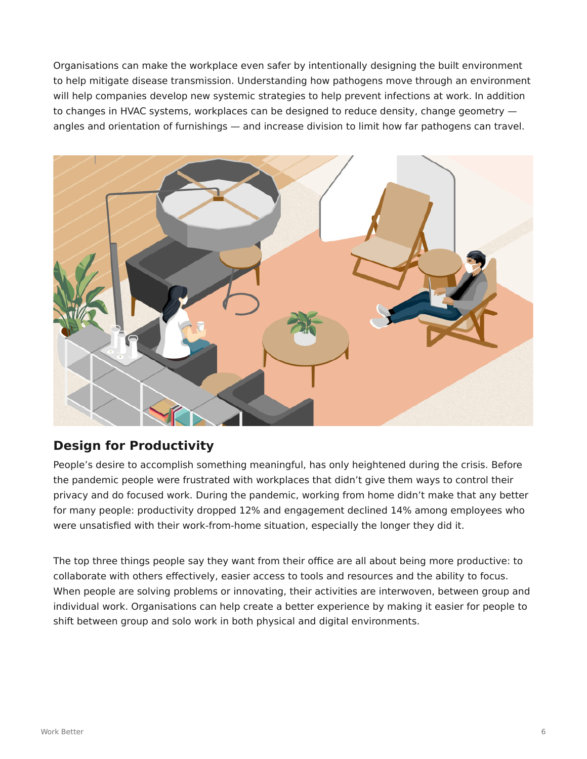Organisations can make the workplace even safer by intentionally designing the built environment to help mitigate disease transmission. Understanding how pathogens move through an environment will help companies develop new systemic strategies to help prevent infections at work. In addition to changes in HVAC systems, workplaces can be designed to reduce density, change geometry — angles and orientation of furnishings — and increase division to limit how far pathogens can travel.

## Design for Productivity

People's desire to accomplish something meaningful, has only heightened during the crisis. Before the pandemic people were frustrated with workplaces that didn't give them ways to control their privacy and do focused work. During the pandemic, working from home didn't make that any better for many people: productivity dropped 12% and engagement declined 14% among employees who were unsatisfied with their work-from-home situation, especially the longer they did it.

The top three things people say they want from their office are all about being more productive: to collaborate with others effectively, easier access to tools and resources and the ability to focus. When people are solving problems or innovating, their activities are interwoven, between group and individual work. Organisations can help create a better experience by making it easier for people to shift between group and solo work in both physical and digital environments.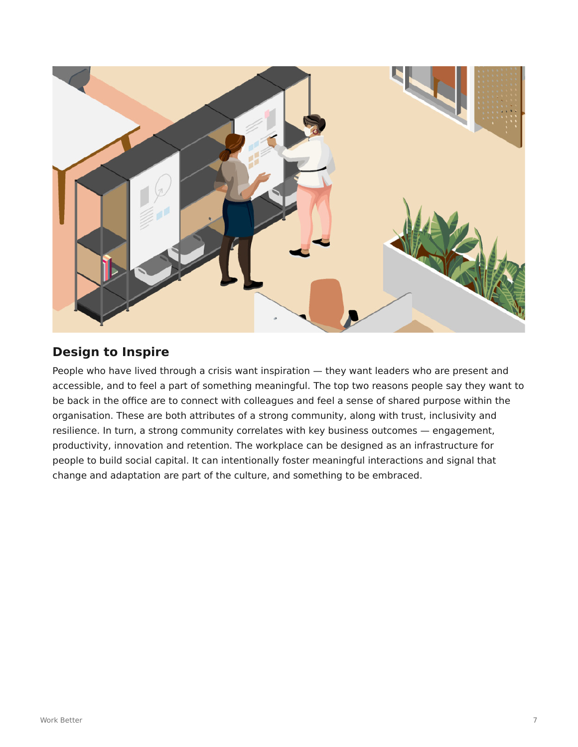## Design to Inspire

People who have lived through a crisis want inspiration — they want leaders who are present and accessible, and to feel a part of something meaningful. The top two reasons people say they want to be back in the office are to connect with colleagues and feel a sense of shared purpose within the organisation. These are both attributes of a strong community, along with trust, inclusivity and resilience. In turn, a strong community correlates with key business outcomes — engagement, productivity, innovation and retention. The workplace can be designed as an infrastructure for people to build social capital. It can intentionally foster meaningful interactions and signal that change and adaptation are part of the culture, and something to be embraced.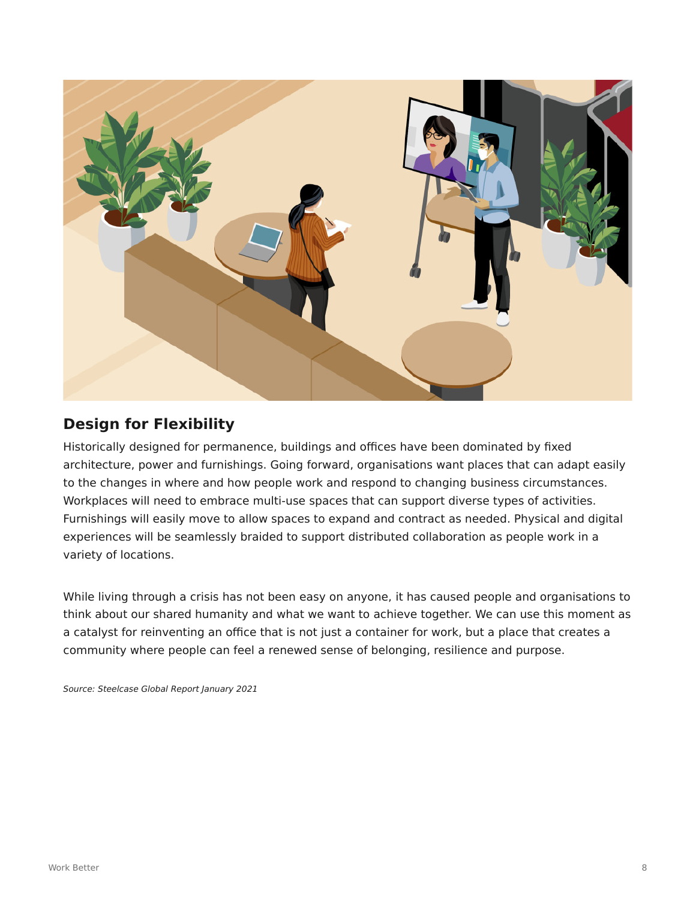## Design for Flexibility

Historically designed for permanence, buildings and offices have been dominated by fixed architecture, power and furnishings. Going forward, organisations want places that can adapt easily to the changes in where and how people work and respond to changing business circumstances. Workplaces will need to embrace multi-use spaces that can support diverse types of activities. Furnishings will easily move to allow spaces to expand and contract as needed. Physical and digital experiences will be seamlessly braided to support distributed collaboration as people work in a variety of locations.

While living through a crisis has not been easy on anyone, it has caused people and organisations to think about our shared humanity and what we want to achieve together. We can use this moment as a catalyst for reinventing an office that is not just a container for work, but a place that creates a community where people can feel a renewed sense of belonging, resilience and purpose.

*Source: Steelcase Global Report January 2021*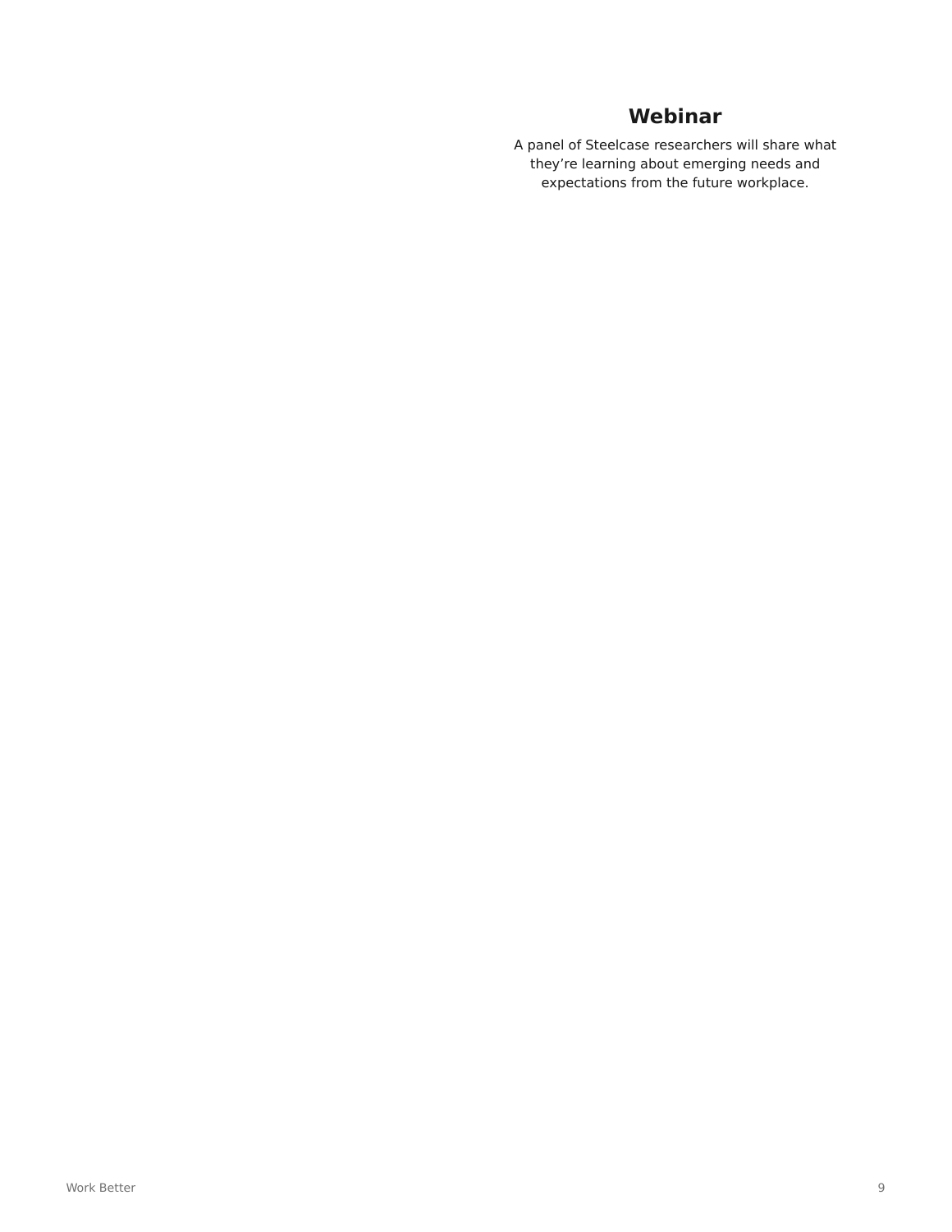## Webinar

A panel of Steelcase researchers will share what they’re learning about emerging needs and expectations from the future workplace.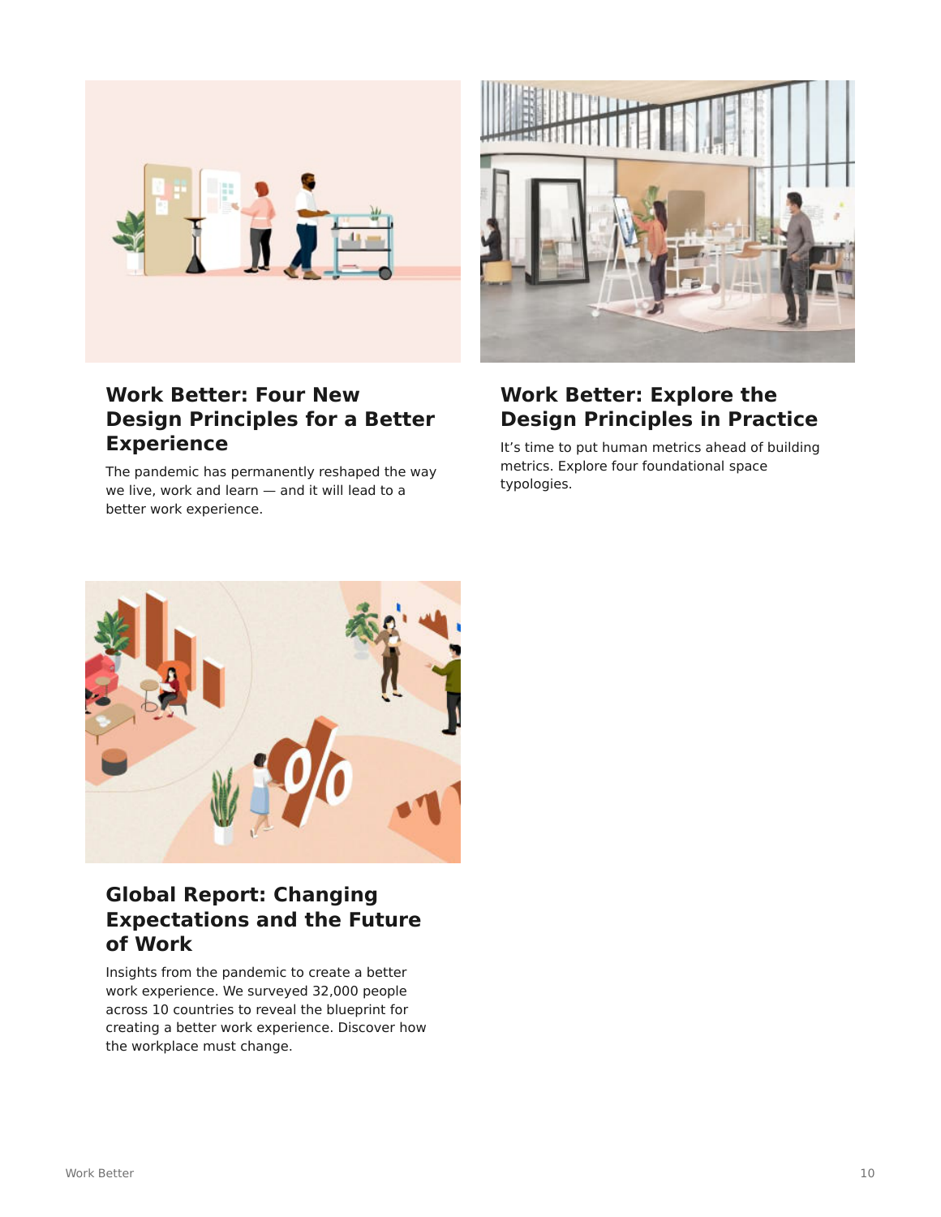## Work Better: Four New Design Principles for a Better Experience

The pandemic has permanently reshaped the way we live, work and learn — and it will lead to a better work experience.

## Work Better: Explore the Design Principles in Practice

It's time to put human metrics ahead of building metrics. Explore four foundational space typologies.

## Global Report: Changing Expectations and the Future of Work

Insights from the pandemic to create a better work experience. We surveyed 32,000 people across 10 countries to reveal the blueprint for creating a better work experience. Discover how the workplace must change.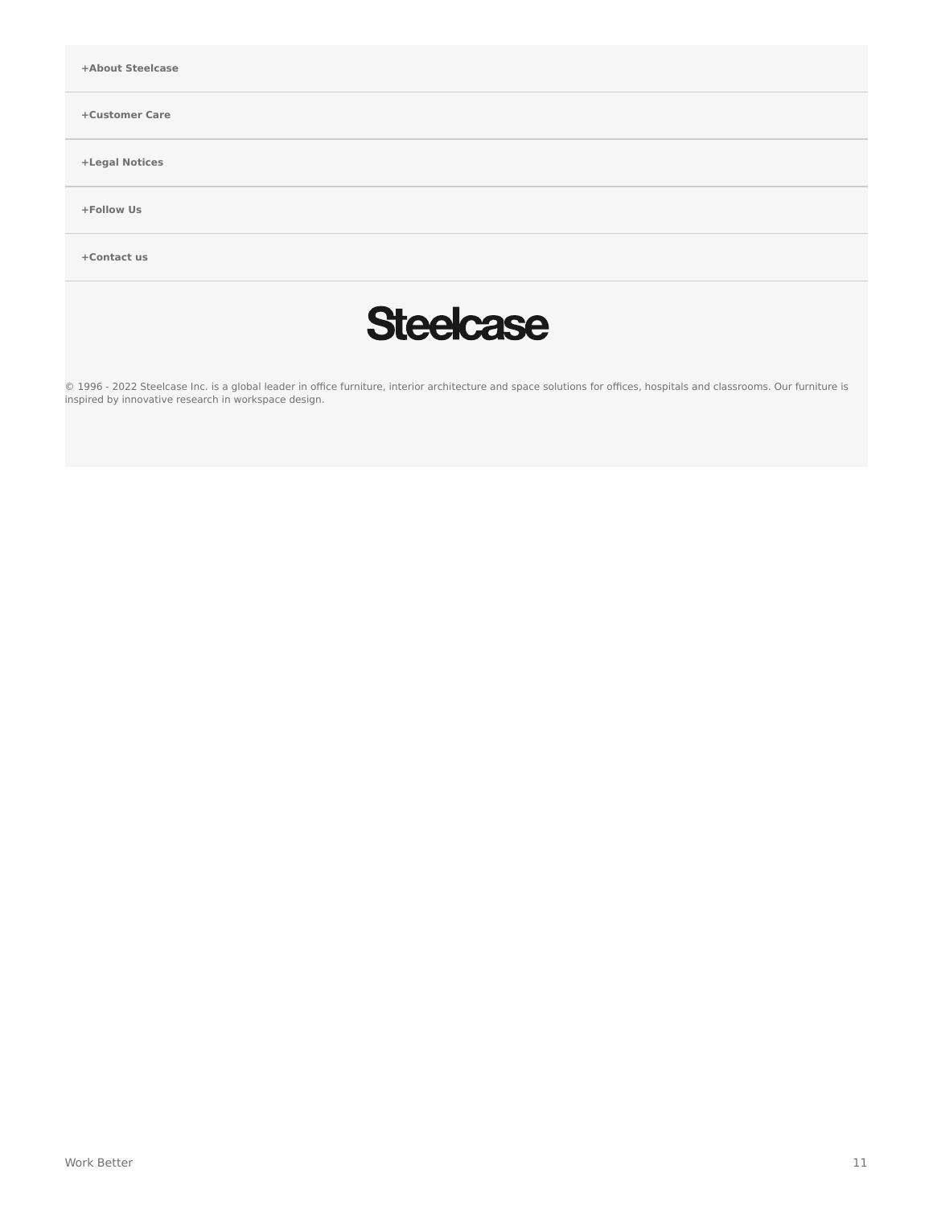+About Steelcase

+Customer Care

+Legal Notices

+Follow Us

+Contact us

Steelcase

© 1996 - 2022 Steelcase Inc. is a global leader in office furniture, interior architecture and space solutions for offices, hospitals and classrooms. Our furniture is inspired by innovative research in workspace design.